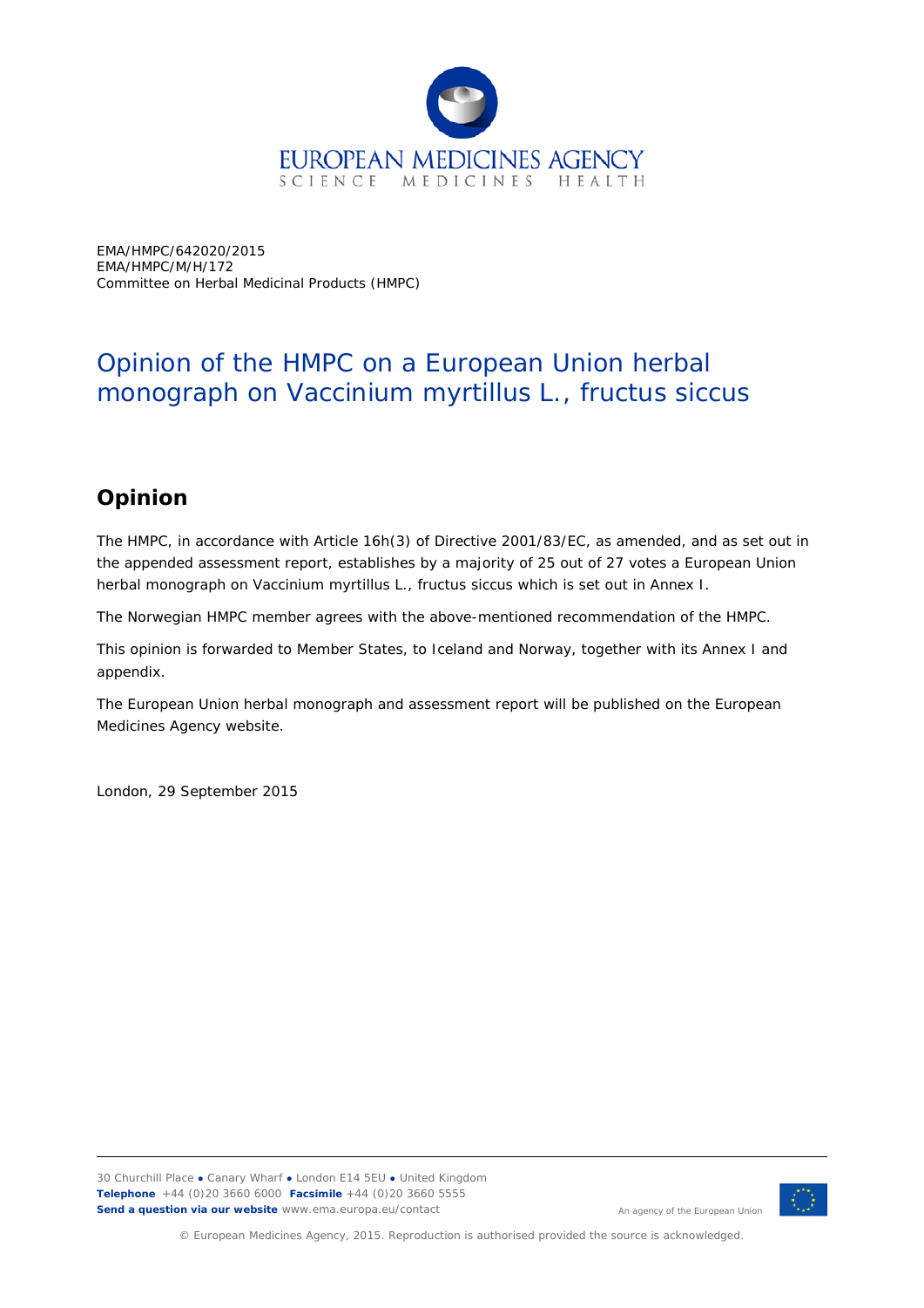EMA/HMPC/642020/2015
EMA/HMPC/M/H/172
Committee on Herbal Medicinal Products (HMPC)

# Opinion of the HMPC on a European Union herbal monograph on Vaccinium myrtillus L., fructus siccus

## Opinion

The HMPC, in accordance with Article 16h(3) of Directive 2001/83/EC, as amended, and as set out in the appended assessment report, establishes by a majority of 25 out of 27 votes a European Union herbal monograph on Vaccinium myrtillus L., fructus siccus which is set out in Annex I.

The Norwegian HMPC member agrees with the above-mentioned recommendation of the HMPC.

This opinion is forwarded to Member States, to Iceland and Norway, together with its Annex I and appendix.

The European Union herbal monograph and assessment report will be published on the European Medicines Agency website.

London, 29 September 2015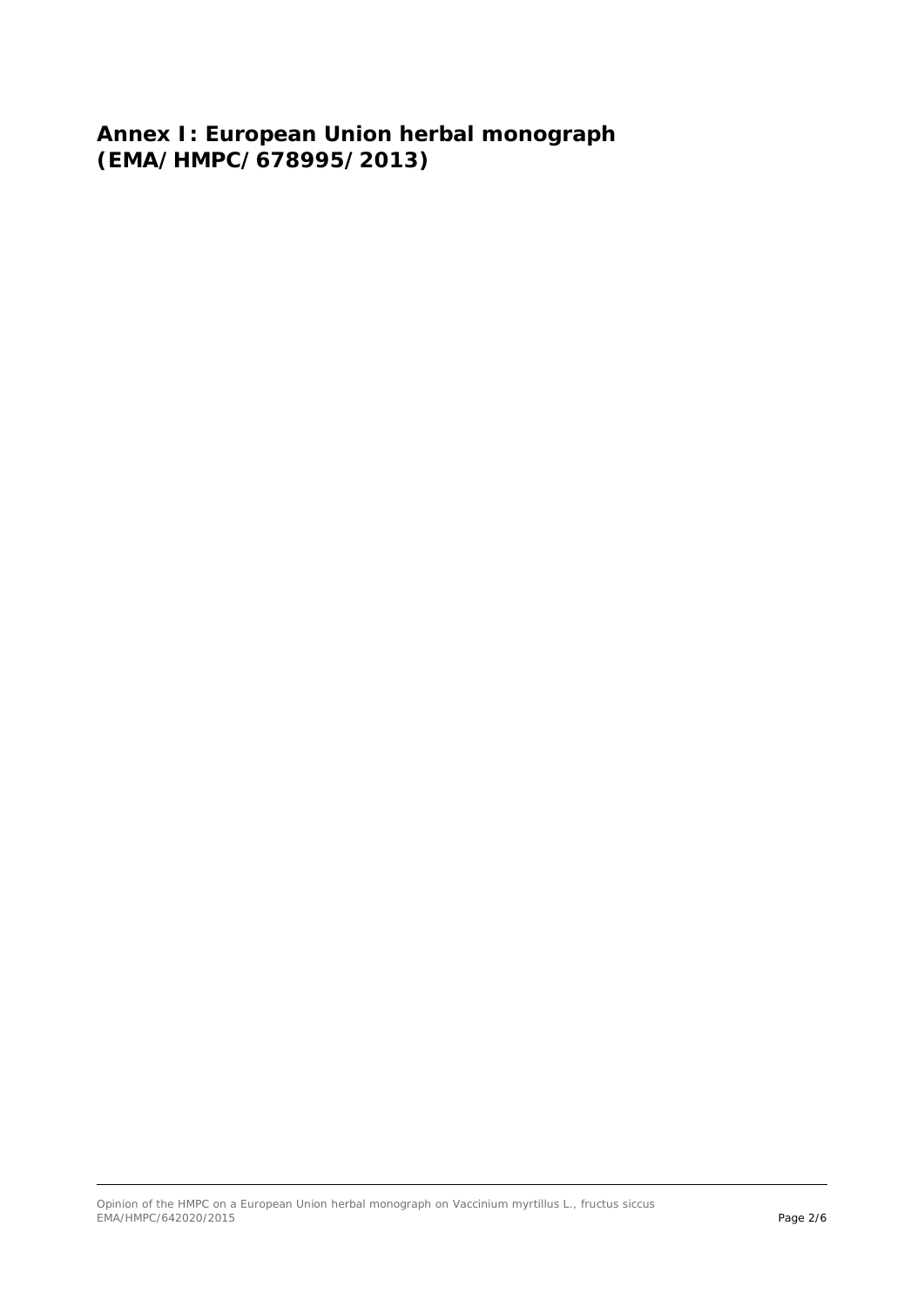# Annex I: European Union herbal monograph (EMA/HMPC/678995/2013)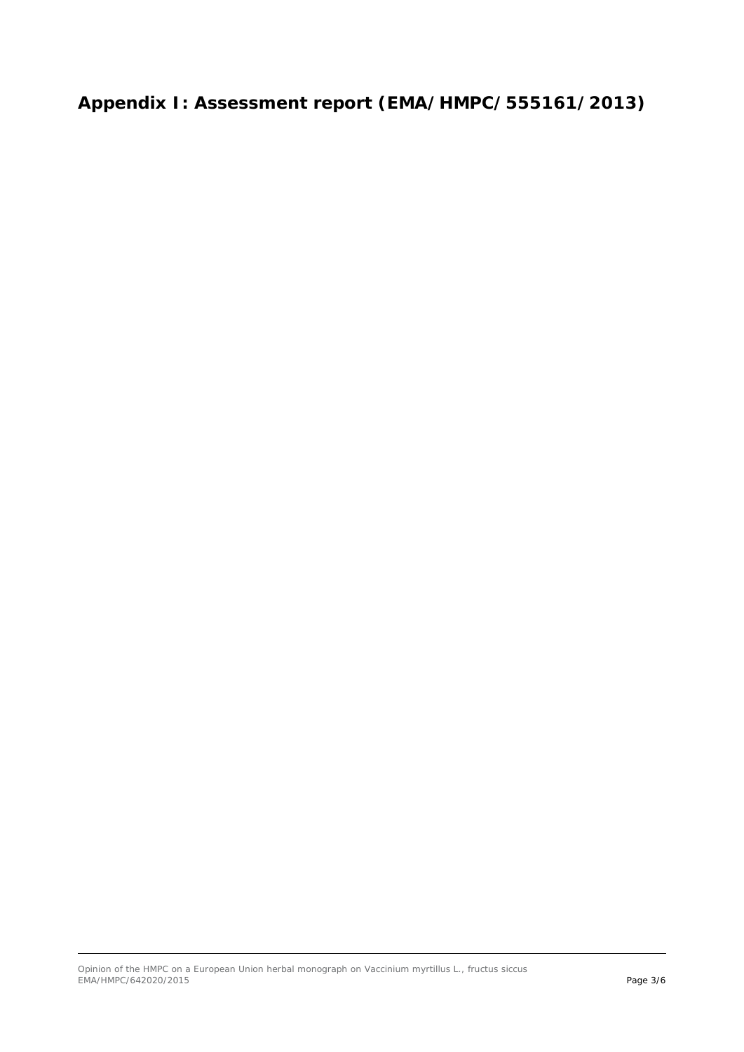# Appendix I: Assessment report (EMA/HMPC/555161/2013)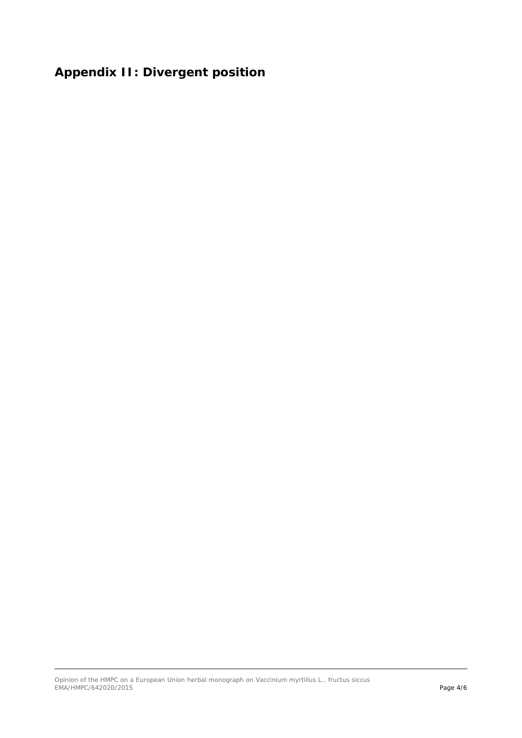# Appendix II: Divergent position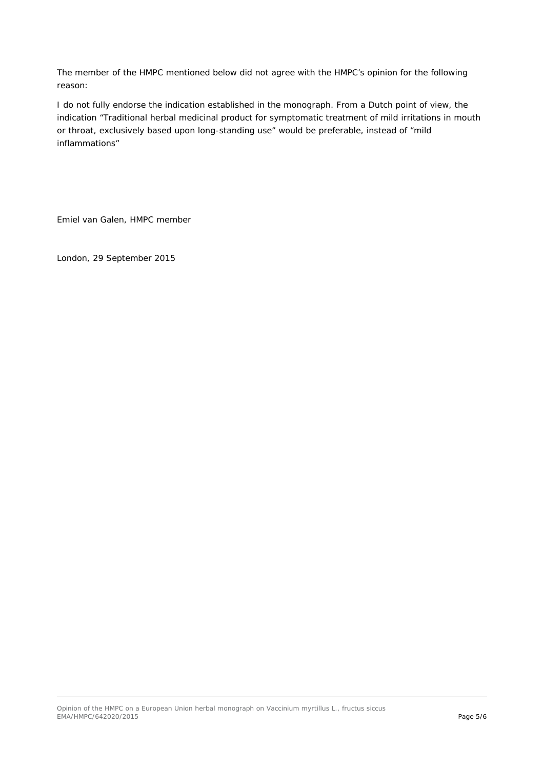The member of the HMPC mentioned below did not agree with the HMPC's opinion for the following reason:

I do not fully endorse the indication established in the monograph. From a Dutch point of view, the indication "Traditional herbal medicinal product for symptomatic treatment of mild irritations in mouth or throat, exclusively based upon long-standing use" would be preferable, instead of "mild inflammations"

Emiel van Galen, HMPC member

London, 29 September 2015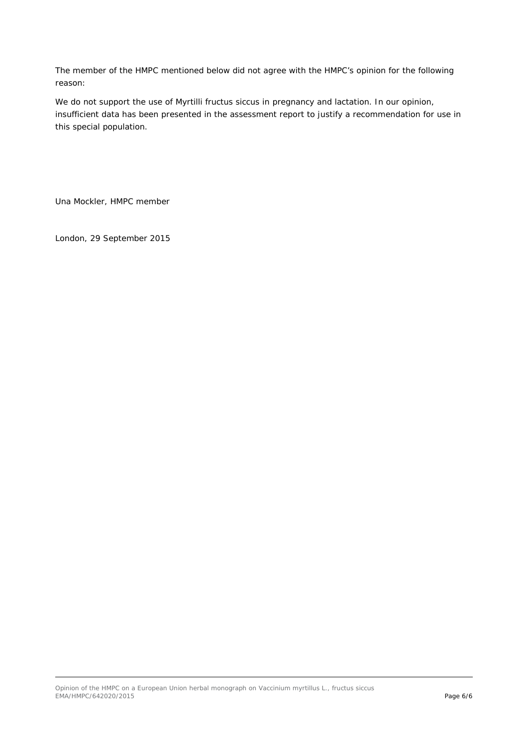The member of the HMPC mentioned below did not agree with the HMPC's opinion for the following reason:

We do not support the use of Myrtilli fructus siccus in pregnancy and lactation. In our opinion, insufficient data has been presented in the assessment report to justify a recommendation for use in this special population.

Una Mockler, HMPC member

London, 29 September 2015